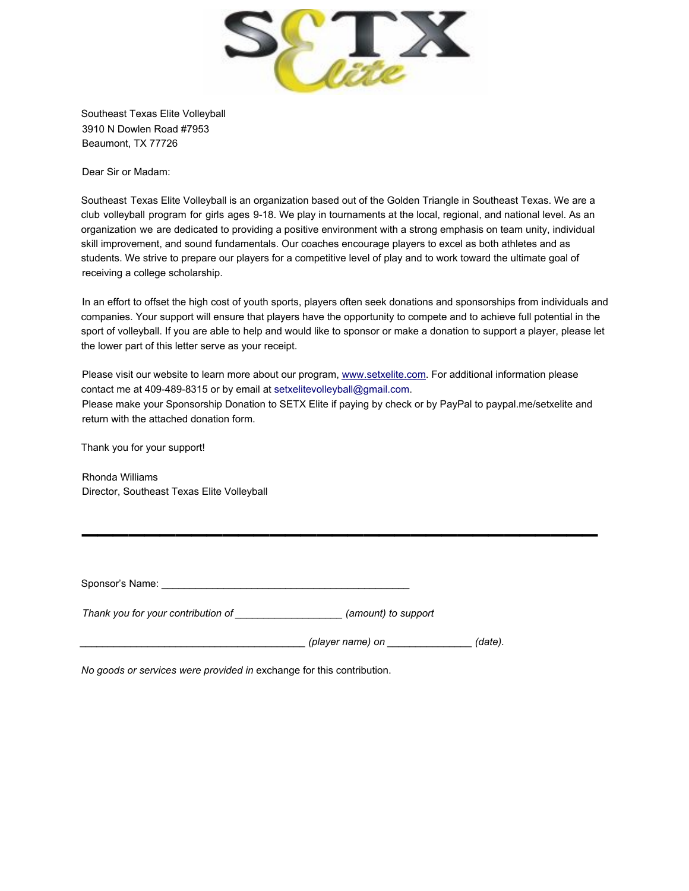Southeast Texas Elite Volleyball
3910 N Dowlen Road #7953
Beaumont, TX 77726

Dear Sir or Madam:

Southeast Texas Elite Volleyball is an organization based out of the Golden Triangle in Southeast Texas. We are a club volleyball program for girls ages 9-18. We play in tournaments at the local, regional, and national level. As an organization we are dedicated to providing a positive environment with a strong emphasis on team unity, individual skill improvement, and sound fundamentals. Our coaches encourage players to excel as both athletes and as students. We strive to prepare our players for a competitive level of play and to work toward the ultimate goal of receiving a college scholarship.

In an effort to offset the high cost of youth sports, players often seek donations and sponsorships from individuals and companies. Your support will ensure that players have the opportunity to compete and to achieve full potential in the sport of volleyball. If you are able to help and would like to sponsor or make a donation to support a player, please let the lower part of this letter serve as your receipt.

Please visit our website to learn more about our program, www.setxelite.com. For additional information please contact me at 409-489-8315 or by email at setxelitevolleyball@gmail.com.
Please make your Sponsorship Donation to SETX Elite if paying by check or by PayPal to paypal.me/setxelite and return with the attached donation form.

Thank you for your support!

Rhonda Williams
Director, Southeast Texas Elite Volleyball

---

Sponsor's Name: ____________________________________________

*Thank you for your contribution of* ___________________ *(amount) to support*

________________________________________ *(player name) on* _______________ *(date).*

*No goods or services were provided in* exchange for this contribution.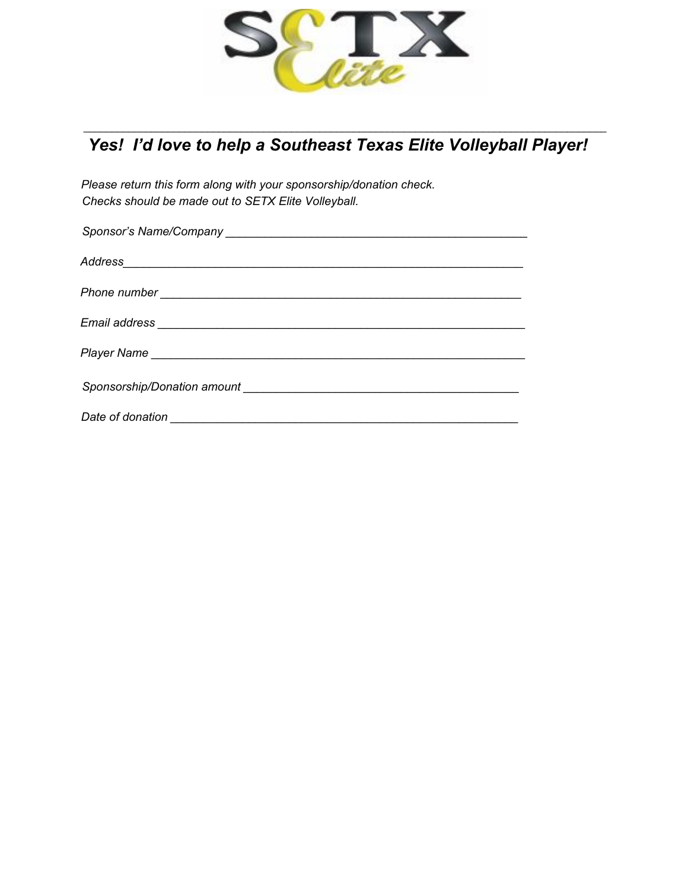---

## *Yes! I'd love to help a Southeast Texas Elite Volleyball Player!*

*Please return this form along with your sponsorship/donation check.*
*Checks should be made out to SETX Elite Volleyball.*

*Sponsor's Name/Company* _______________________________________________

*Address*_____________________________________________________________

*Phone number* ________________________________________________________

*Email address* ________________________________________________________

*Player Name* _________________________________________________________

*Sponsorship/Donation amount* ___________________________________________

*Date of donation* _____________________________________________________